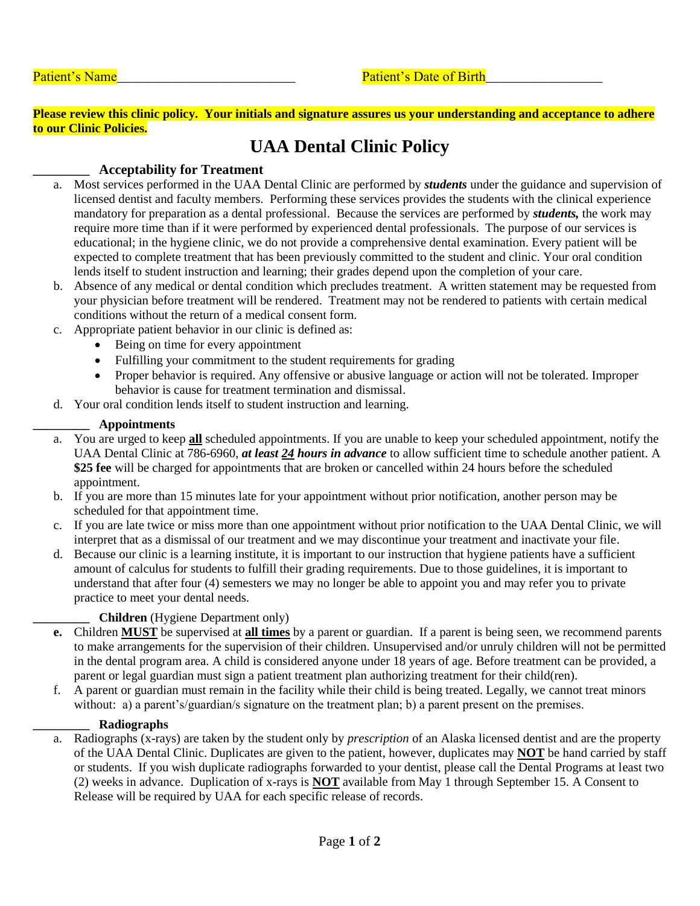Patient's Name__________________________ Patient's Date of Birth_________________

**Please review this clinic policy. Your initials and signature assures us your understanding and acceptance to adhere to our Clinic Policies.**

# UAA Dental Clinic Policy

## _________ Acceptability for Treatment

a. Most services performed in the UAA Dental Clinic are performed by ***students*** under the guidance and supervision of licensed dentist and faculty members. Performing these services provides the students with the clinical experience mandatory for preparation as a dental professional. Because the services are performed by ***students,*** the work may require more time than if it were performed by experienced dental professionals. The purpose of our services is educational; in the hygiene clinic, we do not provide a comprehensive dental examination. Every patient will be expected to complete treatment that has been previously committed to the student and clinic. Your oral condition lends itself to student instruction and learning; their grades depend upon the completion of your care.

b. Absence of any medical or dental condition which precludes treatment. A written statement may be requested from your physician before treatment will be rendered. Treatment may not be rendered to patients with certain medical conditions without the return of a medical consent form.

c. Appropriate patient behavior in our clinic is defined as:
   - Being on time for every appointment
   - Fulfilling your commitment to the student requirements for grading
   - Proper behavior is required. Any offensive or abusive language or action will not be tolerated. Improper behavior is cause for treatment termination and dismissal.

d. Your oral condition lends itself to student instruction and learning.

## _________ Appointments

a. You are urged to keep **all** scheduled appointments. If you are unable to keep your scheduled appointment, notify the UAA Dental Clinic at 786-6960, ***at least 24 hours in advance*** to allow sufficient time to schedule another patient. A **$25 fee** will be charged for appointments that are broken or cancelled within 24 hours before the scheduled appointment.

b. If you are more than 15 minutes late for your appointment without prior notification, another person may be scheduled for that appointment time.

c. If you are late twice or miss more than one appointment without prior notification to the UAA Dental Clinic, we will interpret that as a dismissal of our treatment and we may discontinue your treatment and inactivate your file.

d. Because our clinic is a learning institute, it is important to our instruction that hygiene patients have a sufficient amount of calculus for students to fulfill their grading requirements. Due to those guidelines, it is important to understand that after four (4) semesters we may no longer be able to appoint you and may refer you to private practice to meet your dental needs.

## _________ Children (Hygiene Department only)

**e.** Children **MUST** be supervised at **all times** by a parent or guardian. If a parent is being seen, we recommend parents to make arrangements for the supervision of their children. Unsupervised and/or unruly children will not be permitted in the dental program area. A child is considered anyone under 18 years of age. Before treatment can be provided, a parent or legal guardian must sign a patient treatment plan authorizing treatment for their child(ren).

f. A parent or guardian must remain in the facility while their child is being treated. Legally, we cannot treat minors without: a) a parent's/guardian/s signature on the treatment plan; b) a parent present on the premises.

## _________ Radiographs

a. Radiographs (x-rays) are taken by the student only by *prescription* of an Alaska licensed dentist and are the property of the UAA Dental Clinic. Duplicates are given to the patient, however, duplicates may **NOT** be hand carried by staff or students. If you wish duplicate radiographs forwarded to your dentist, please call the Dental Programs at least two (2) weeks in advance. Duplication of x-rays is **NOT** available from May 1 through September 15. A Consent to Release will be required by UAA for each specific release of records.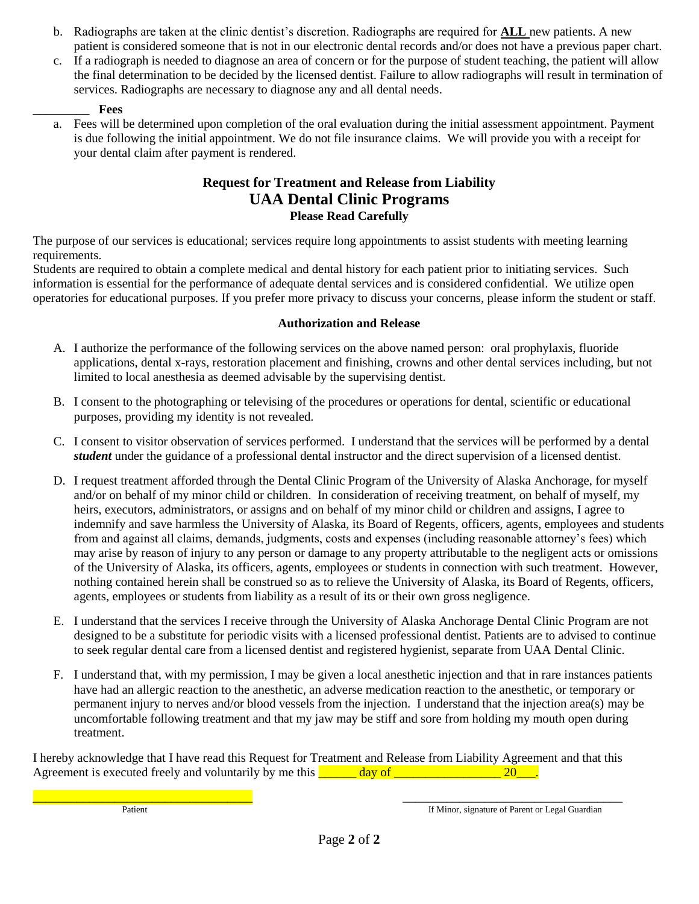b. Radiographs are taken at the clinic dentist's discretion. Radiographs are required for **ALL** new patients. A new patient is considered someone that is not in our electronic dental records and/or does not have a previous paper chart.

c. If a radiograph is needed to diagnose an area of concern or for the purpose of student teaching, the patient will allow the final determination to be decided by the licensed dentist. Failure to allow radiographs will result in termination of services. Radiographs are necessary to diagnose any and all dental needs.

_________ **Fees**

a. Fees will be determined upon completion of the oral evaluation during the initial assessment appointment. Payment is due following the initial appointment. We do not file insurance claims. We will provide you with a receipt for your dental claim after payment is rendered.

### Request for Treatment and Release from Liability

## UAA Dental Clinic Programs

**Please Read Carefully**

The purpose of our services is educational; services require long appointments to assist students with meeting learning requirements.

Students are required to obtain a complete medical and dental history for each patient prior to initiating services. Such information is essential for the performance of adequate dental services and is considered confidential. We utilize open operatories for educational purposes. If you prefer more privacy to discuss your concerns, please inform the student or staff.

**Authorization and Release**

A. I authorize the performance of the following services on the above named person: oral prophylaxis, fluoride applications, dental x-rays, restoration placement and finishing, crowns and other dental services including, but not limited to local anesthesia as deemed advisable by the supervising dentist.

B. I consent to the photographing or televising of the procedures or operations for dental, scientific or educational purposes, providing my identity is not revealed.

C. I consent to visitor observation of services performed. I understand that the services will be performed by a dental ***student*** under the guidance of a professional dental instructor and the direct supervision of a licensed dentist.

D. I request treatment afforded through the Dental Clinic Program of the University of Alaska Anchorage, for myself and/or on behalf of my minor child or children. In consideration of receiving treatment, on behalf of myself, my heirs, executors, administrators, or assigns and on behalf of my minor child or children and assigns, I agree to indemnify and save harmless the University of Alaska, its Board of Regents, officers, agents, employees and students from and against all claims, demands, judgments, costs and expenses (including reasonable attorney's fees) which may arise by reason of injury to any person or damage to any property attributable to the negligent acts or omissions of the University of Alaska, its officers, agents, employees or students in connection with such treatment. However, nothing contained herein shall be construed so as to relieve the University of Alaska, its Board of Regents, officers, agents, employees or students from liability as a result of its or their own gross negligence.

E. I understand that the services I receive through the University of Alaska Anchorage Dental Clinic Program are not designed to be a substitute for periodic visits with a licensed professional dentist. Patients are to advised to continue to seek regular dental care from a licensed dentist and registered hygienist, separate from UAA Dental Clinic.

F. I understand that, with my permission, I may be given a local anesthetic injection and that in rare instances patients have had an allergic reaction to the anesthetic, an adverse medication reaction to the anesthetic, or temporary or permanent injury to nerves and/or blood vessels from the injection. I understand that the injection area(s) may be uncomfortable following treatment and that my jaw may be stiff and sore from holding my mouth open during treatment.

I hereby acknowledge that I have read this Request for Treatment and Release from Liability Agreement and that this Agreement is executed freely and voluntarily by me this ______ day of _________________ 20___.

___________________________________ Patient

___________________________________ If Minor, signature of Parent or Legal Guardian